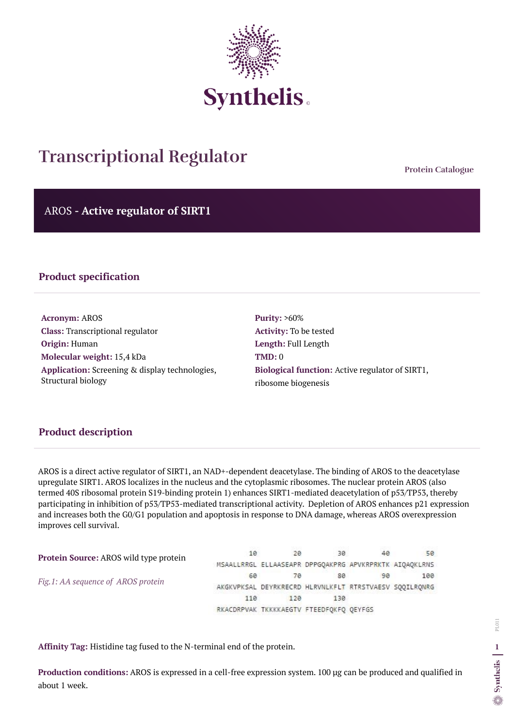# Transcriptional Regulator

**Protein Catalogue**

## AROS - **Active regulator of SIRT1**

### Product specification

**Acronym:** AROS
**Class:** Transcriptional regulator
**Origin:** Human
**Molecular weight:** 15,4 kDa
**Application:** Screening & display technologies, Structural biology

**Purity:** >60%
**Activity:** To be tested
**Length:** Full Length
**TMD:** 0
**Biological function:** Active regulator of SIRT1, ribosome biogenesis

### Product description

AROS is a direct active regulator of SIRT1, an NAD+-dependent deacetylase. The binding of AROS to the deacetylase upregulate SIRT1. AROS localizes in the nucleus and the cytoplasmic ribosomes. The nuclear protein AROS (also termed 40S ribosomal protein S19-binding protein 1) enhances SIRT1-mediated deacetylation of p53/TP53, thereby participating in inhibition of p53/TP53-mediated transcriptional activity. Depletion of AROS enhances p21 expression and increases both the G0/G1 population and apoptosis in response to DNA damage, whereas AROS overexpression improves cell survival.

**Protein Source:** AROS wild type protein

*Fig.1: AA sequence of AROS protein*

```
        10         20         30         40         50
MSAALLRRGL ELLAASEAPR DPPGQAKPRG APVKRPRKTK AIQAQKLRNS
        60         70         80         90        100
AKGKVPKSAL DEYRKRECRD HLRVNLKFLT RTRSTVAESV SQQILRQNRG
       110        120        130
RKACDRPVAK TKKKKAEGTV FTEEDFQKFQ QEYFGS
```

**Affinity Tag:** Histidine tag fused to the N-terminal end of the protein.

**Production conditions:** AROS is expressed in a cell-free expression system. 100 µg can be produced and qualified in about 1 week.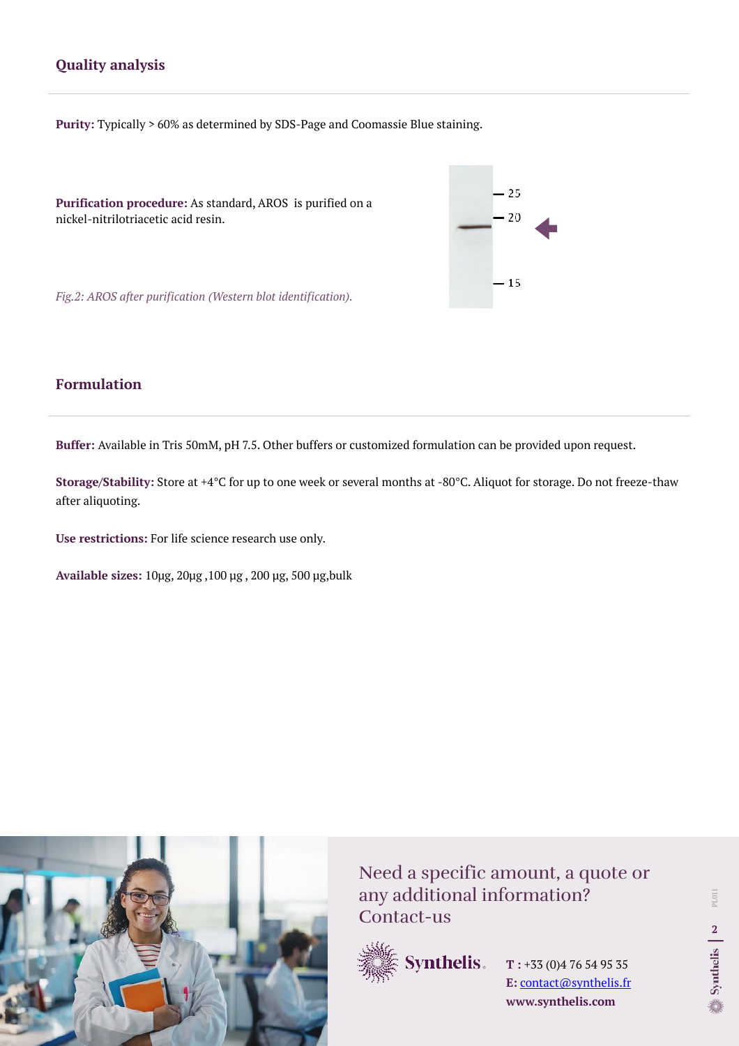## Quality analysis

**Purity:** Typically > 60% as determined by SDS-Page and Coomassie Blue staining.

**Purification procedure:** As standard, AROS is purified on a nickel-nitrilotriacetic acid resin.

25
20
15

*Fig.2: AROS after purification (Western blot identification).*

## Formulation

**Buffer:** Available in Tris 50mM, pH 7.5. Other buffers or customized formulation can be provided upon request.

**Storage/Stability:** Store at +4°C for up to one week or several months at -80°C. Aliquot for storage. Do not freeze-thaw after aliquoting.

**Use restrictions:** For life science research use only.

**Available sizes:** 10µg, 20µg ,100 µg , 200 µg, 500 µg,bulk

Need a specific amount, a quote or any additional information? Contact-us

Synthelis

**T :** +33 (0)4 76 54 95 35
**E:** contact@synthelis.fr
**www.synthelis.com**